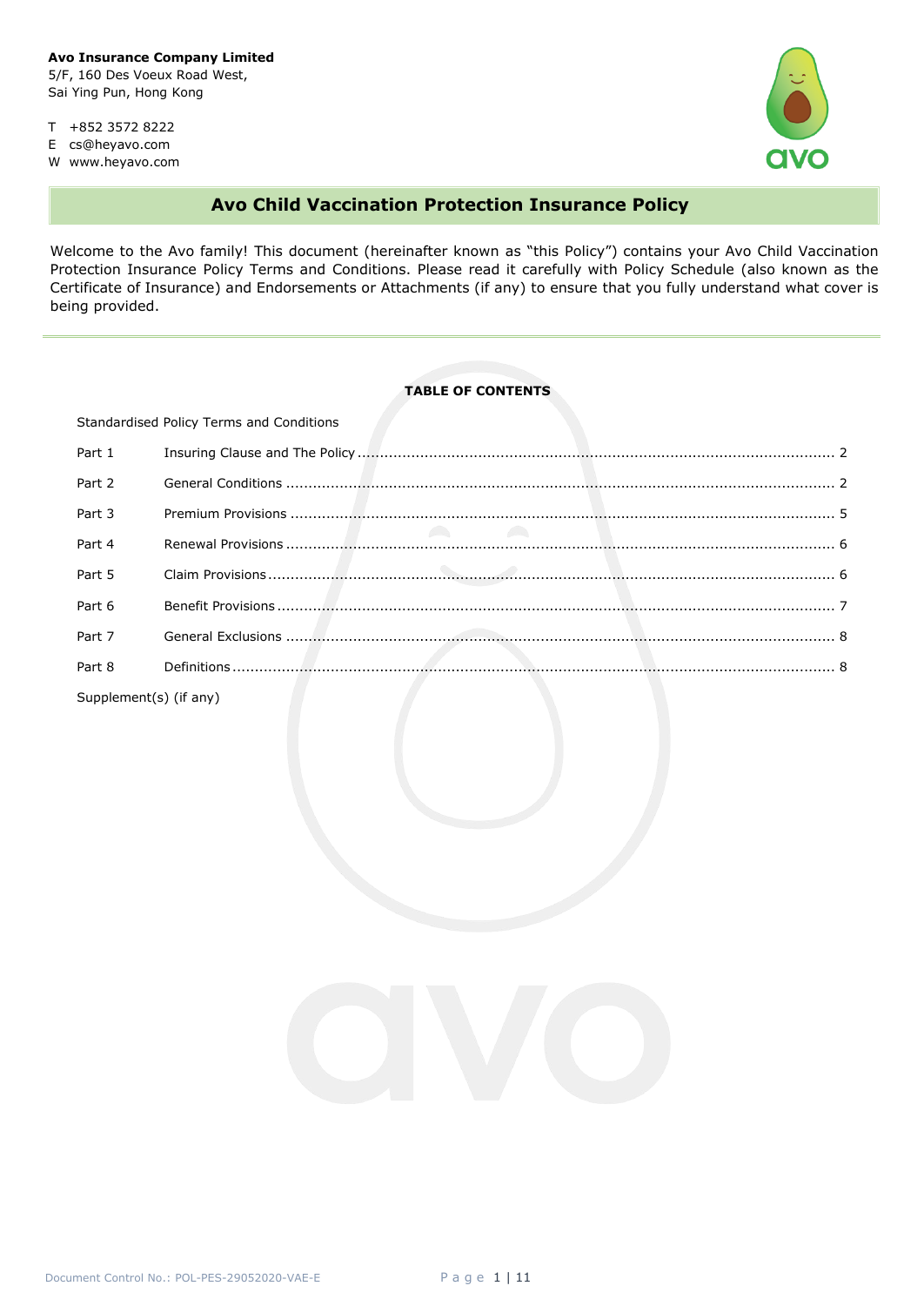**Avo Insurance Company Limited**
5/F, 160 Des Voeux Road West,
Sai Ying Pun, Hong Kong

T +852 3572 8222
E cs@heyavo.com
W www.heyavo.com

# Avo Child Vaccination Protection Insurance Policy

Welcome to the Avo family! This document (hereinafter known as "this Policy") contains your Avo Child Vaccination Protection Insurance Policy Terms and Conditions. Please read it carefully with Policy Schedule (also known as the Certificate of Insurance) and Endorsements or Attachments (if any) to ensure that you fully understand what cover is being provided.

---

**TABLE OF CONTENTS**

Standardised Policy Terms and Conditions

| | | |
|---|---|---|
| Part 1 | Insuring Clause and The Policy | 2 |
| Part 2 | General Conditions | 2 |
| Part 3 | Premium Provisions | 5 |
| Part 4 | Renewal Provisions | 6 |
| Part 5 | Claim Provisions | 6 |
| Part 6 | Benefit Provisions | 7 |
| Part 7 | General Exclusions | 8 |
| Part 8 | Definitions | 8 |

Supplement(s) (if any)

Document Control No.: POL-PES-29052020-VAE-E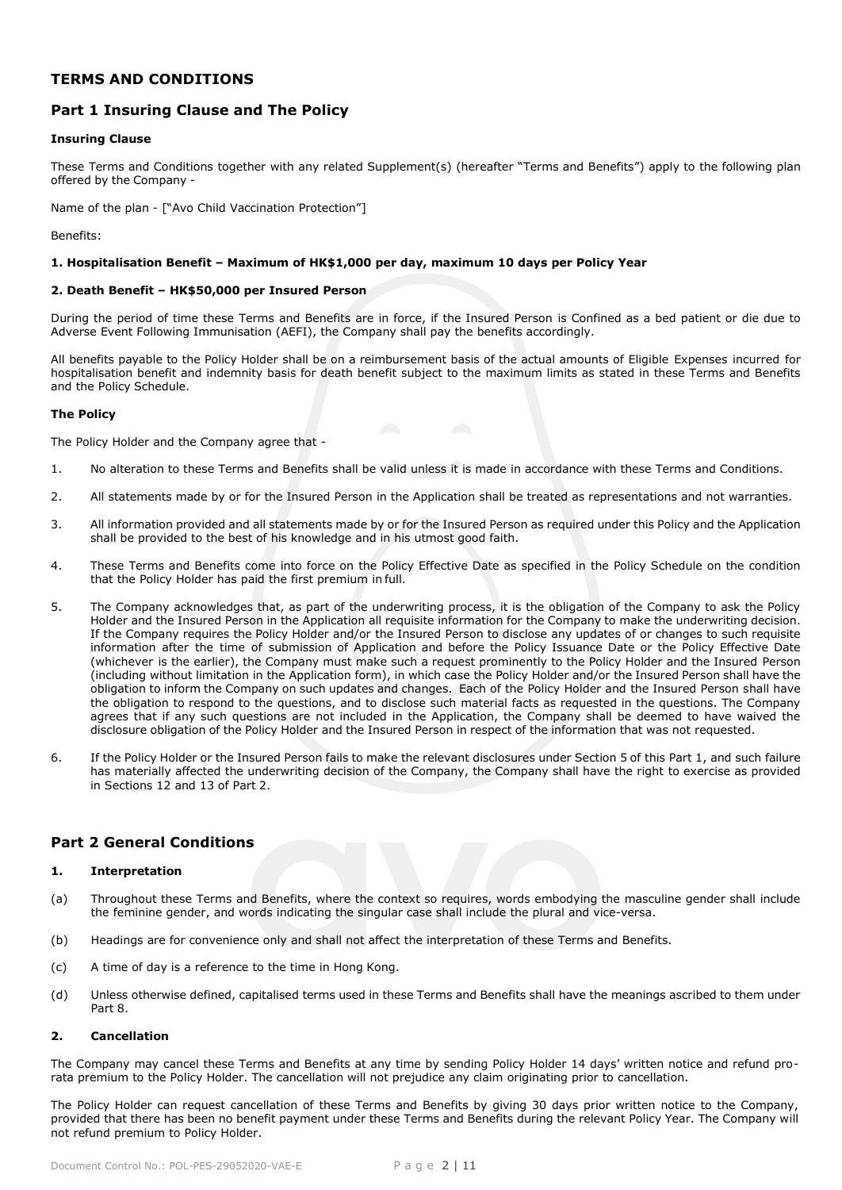# TERMS AND CONDITIONS

## Part 1 Insuring Clause and The Policy

### Insuring Clause

These Terms and Conditions together with any related Supplement(s) (hereafter "Terms and Benefits") apply to the following plan offered by the Company -

Name of the plan - ["Avo Child Vaccination Protection"]

Benefits:

**1. Hospitalisation Benefit – Maximum of HK$1,000 per day, maximum 10 days per Policy Year**

**2. Death Benefit – HK$50,000 per Insured Person**

During the period of time these Terms and Benefits are in force, if the Insured Person is Confined as a bed patient or die due to Adverse Event Following Immunisation (AEFI), the Company shall pay the benefits accordingly.

All benefits payable to the Policy Holder shall be on a reimbursement basis of the actual amounts of Eligible Expenses incurred for hospitalisation benefit and indemnity basis for death benefit subject to the maximum limits as stated in these Terms and Benefits and the Policy Schedule.

### The Policy

The Policy Holder and the Company agree that -

1. No alteration to these Terms and Benefits shall be valid unless it is made in accordance with these Terms and Conditions.

2. All statements made by or for the Insured Person in the Application shall be treated as representations and not warranties.

3. All information provided and all statements made by or for the Insured Person as required under this Policy and the Application shall be provided to the best of his knowledge and in his utmost good faith.

4. These Terms and Benefits come into force on the Policy Effective Date as specified in the Policy Schedule on the condition that the Policy Holder has paid the first premium in full.

5. The Company acknowledges that, as part of the underwriting process, it is the obligation of the Company to ask the Policy Holder and the Insured Person in the Application all requisite information for the Company to make the underwriting decision. If the Company requires the Policy Holder and/or the Insured Person to disclose any updates of or changes to such requisite information after the time of submission of Application and before the Policy Issuance Date or the Policy Effective Date (whichever is the earlier), the Company must make such a request prominently to the Policy Holder and the Insured Person (including without limitation in the Application form), in which case the Policy Holder and/or the Insured Person shall have the obligation to inform the Company on such updates and changes. Each of the Policy Holder and the Insured Person shall have the obligation to respond to the questions, and to disclose such material facts as requested in the questions. The Company agrees that if any such questions are not included in the Application, the Company shall be deemed to have waived the disclosure obligation of the Policy Holder and the Insured Person in respect of the information that was not requested.

6. If the Policy Holder or the Insured Person fails to make the relevant disclosures under Section 5 of this Part 1, and such failure has materially affected the underwriting decision of the Company, the Company shall have the right to exercise as provided in Sections 12 and 13 of Part 2.

## Part 2 General Conditions

### 1. Interpretation

(a) Throughout these Terms and Benefits, where the context so requires, words embodying the masculine gender shall include the feminine gender, and words indicating the singular case shall include the plural and vice-versa.

(b) Headings are for convenience only and shall not affect the interpretation of these Terms and Benefits.

(c) A time of day is a reference to the time in Hong Kong.

(d) Unless otherwise defined, capitalised terms used in these Terms and Benefits shall have the meanings ascribed to them under Part 8.

### 2. Cancellation

The Company may cancel these Terms and Benefits at any time by sending Policy Holder 14 days' written notice and refund pro-rata premium to the Policy Holder. The cancellation will not prejudice any claim originating prior to cancellation.

The Policy Holder can request cancellation of these Terms and Benefits by giving 30 days prior written notice to the Company, provided that there has been no benefit payment under these Terms and Benefits during the relevant Policy Year. The Company will not refund premium to Policy Holder.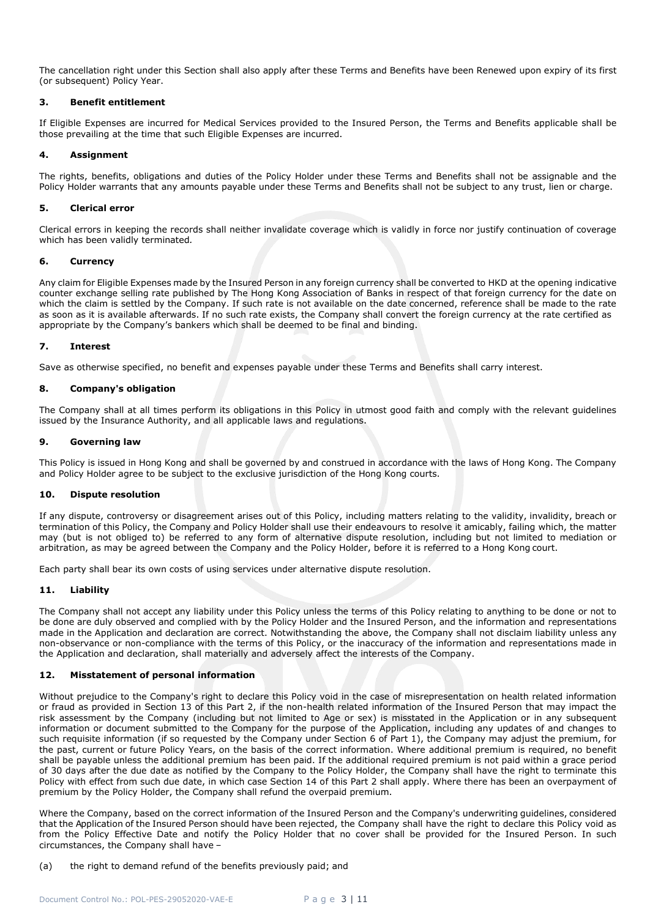The cancellation right under this Section shall also apply after these Terms and Benefits have been Renewed upon expiry of its first (or subsequent) Policy Year.

### 3. Benefit entitlement

If Eligible Expenses are incurred for Medical Services provided to the Insured Person, the Terms and Benefits applicable shall be those prevailing at the time that such Eligible Expenses are incurred.

### 4. Assignment

The rights, benefits, obligations and duties of the Policy Holder under these Terms and Benefits shall not be assignable and the Policy Holder warrants that any amounts payable under these Terms and Benefits shall not be subject to any trust, lien or charge.

### 5. Clerical error

Clerical errors in keeping the records shall neither invalidate coverage which is validly in force nor justify continuation of coverage which has been validly terminated.

### 6. Currency

Any claim for Eligible Expenses made by the Insured Person in any foreign currency shall be converted to HKD at the opening indicative counter exchange selling rate published by The Hong Kong Association of Banks in respect of that foreign currency for the date on which the claim is settled by the Company. If such rate is not available on the date concerned, reference shall be made to the rate as soon as it is available afterwards. If no such rate exists, the Company shall convert the foreign currency at the rate certified as appropriate by the Company's bankers which shall be deemed to be final and binding.

### 7. Interest

Save as otherwise specified, no benefit and expenses payable under these Terms and Benefits shall carry interest.

### 8. Company's obligation

The Company shall at all times perform its obligations in this Policy in utmost good faith and comply with the relevant guidelines issued by the Insurance Authority, and all applicable laws and regulations.

### 9. Governing law

This Policy is issued in Hong Kong and shall be governed by and construed in accordance with the laws of Hong Kong. The Company and Policy Holder agree to be subject to the exclusive jurisdiction of the Hong Kong courts.

### 10. Dispute resolution

If any dispute, controversy or disagreement arises out of this Policy, including matters relating to the validity, invalidity, breach or termination of this Policy, the Company and Policy Holder shall use their endeavours to resolve it amicably, failing which, the matter may (but is not obliged to) be referred to any form of alternative dispute resolution, including but not limited to mediation or arbitration, as may be agreed between the Company and the Policy Holder, before it is referred to a Hong Kong court.

Each party shall bear its own costs of using services under alternative dispute resolution.

### 11. Liability

The Company shall not accept any liability under this Policy unless the terms of this Policy relating to anything to be done or not to be done are duly observed and complied with by the Policy Holder and the Insured Person, and the information and representations made in the Application and declaration are correct. Notwithstanding the above, the Company shall not disclaim liability unless any non-observance or non-compliance with the terms of this Policy, or the inaccuracy of the information and representations made in the Application and declaration, shall materially and adversely affect the interests of the Company.

### 12. Misstatement of personal information

Without prejudice to the Company's right to declare this Policy void in the case of misrepresentation on health related information or fraud as provided in Section 13 of this Part 2, if the non-health related information of the Insured Person that may impact the risk assessment by the Company (including but not limited to Age or sex) is misstated in the Application or in any subsequent information or document submitted to the Company for the purpose of the Application, including any updates of and changes to such requisite information (if so requested by the Company under Section 6 of Part 1), the Company may adjust the premium, for the past, current or future Policy Years, on the basis of the correct information. Where additional premium is required, no benefit shall be payable unless the additional premium has been paid. If the additional required premium is not paid within a grace period of 30 days after the due date as notified by the Company to the Policy Holder, the Company shall have the right to terminate this Policy with effect from such due date, in which case Section 14 of this Part 2 shall apply. Where there has been an overpayment of premium by the Policy Holder, the Company shall refund the overpaid premium.

Where the Company, based on the correct information of the Insured Person and the Company's underwriting guidelines, considered that the Application of the Insured Person should have been rejected, the Company shall have the right to declare this Policy void as from the Policy Effective Date and notify the Policy Holder that no cover shall be provided for the Insured Person. In such circumstances, the Company shall have –

(a) the right to demand refund of the benefits previously paid; and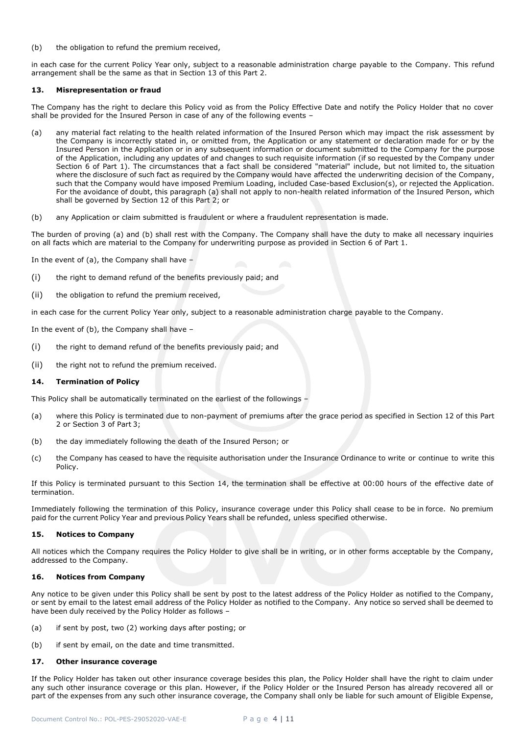(b) the obligation to refund the premium received,

in each case for the current Policy Year only, subject to a reasonable administration charge payable to the Company. This refund arrangement shall be the same as that in Section 13 of this Part 2.

### 13. Misrepresentation or fraud

The Company has the right to declare this Policy void as from the Policy Effective Date and notify the Policy Holder that no cover shall be provided for the Insured Person in case of any of the following events –

(a) any material fact relating to the health related information of the Insured Person which may impact the risk assessment by the Company is incorrectly stated in, or omitted from, the Application or any statement or declaration made for or by the Insured Person in the Application or in any subsequent information or document submitted to the Company for the purpose of the Application, including any updates of and changes to such requisite information (if so requested by the Company under Section 6 of Part 1). The circumstances that a fact shall be considered "material" include, but not limited to, the situation where the disclosure of such fact as required by the Company would have affected the underwriting decision of the Company, such that the Company would have imposed Premium Loading, included Case-based Exclusion(s), or rejected the Application. For the avoidance of doubt, this paragraph (a) shall not apply to non-health related information of the Insured Person, which shall be governed by Section 12 of this Part 2; or

(b) any Application or claim submitted is fraudulent or where a fraudulent representation is made.

The burden of proving (a) and (b) shall rest with the Company. The Company shall have the duty to make all necessary inquiries on all facts which are material to the Company for underwriting purpose as provided in Section 6 of Part 1.

In the event of (a), the Company shall have –

(i) the right to demand refund of the benefits previously paid; and

(ii) the obligation to refund the premium received,

in each case for the current Policy Year only, subject to a reasonable administration charge payable to the Company.

In the event of (b), the Company shall have –

(i) the right to demand refund of the benefits previously paid; and

(ii) the right not to refund the premium received.

### 14. Termination of Policy

This Policy shall be automatically terminated on the earliest of the followings –

(a) where this Policy is terminated due to non-payment of premiums after the grace period as specified in Section 12 of this Part 2 or Section 3 of Part 3;

(b) the day immediately following the death of the Insured Person; or

(c) the Company has ceased to have the requisite authorisation under the Insurance Ordinance to write or continue to write this Policy.

If this Policy is terminated pursuant to this Section 14, the termination shall be effective at 00:00 hours of the effective date of termination.

Immediately following the termination of this Policy, insurance coverage under this Policy shall cease to be in force. No premium paid for the current Policy Year and previous Policy Years shall be refunded, unless specified otherwise.

### 15. Notices to Company

All notices which the Company requires the Policy Holder to give shall be in writing, or in other forms acceptable by the Company, addressed to the Company.

### 16. Notices from Company

Any notice to be given under this Policy shall be sent by post to the latest address of the Policy Holder as notified to the Company, or sent by email to the latest email address of the Policy Holder as notified to the Company. Any notice so served shall be deemed to have been duly received by the Policy Holder as follows –

(a) if sent by post, two (2) working days after posting; or

(b) if sent by email, on the date and time transmitted.

### 17. Other insurance coverage

If the Policy Holder has taken out other insurance coverage besides this plan, the Policy Holder shall have the right to claim under any such other insurance coverage or this plan. However, if the Policy Holder or the Insured Person has already recovered all or part of the expenses from any such other insurance coverage, the Company shall only be liable for such amount of Eligible Expense,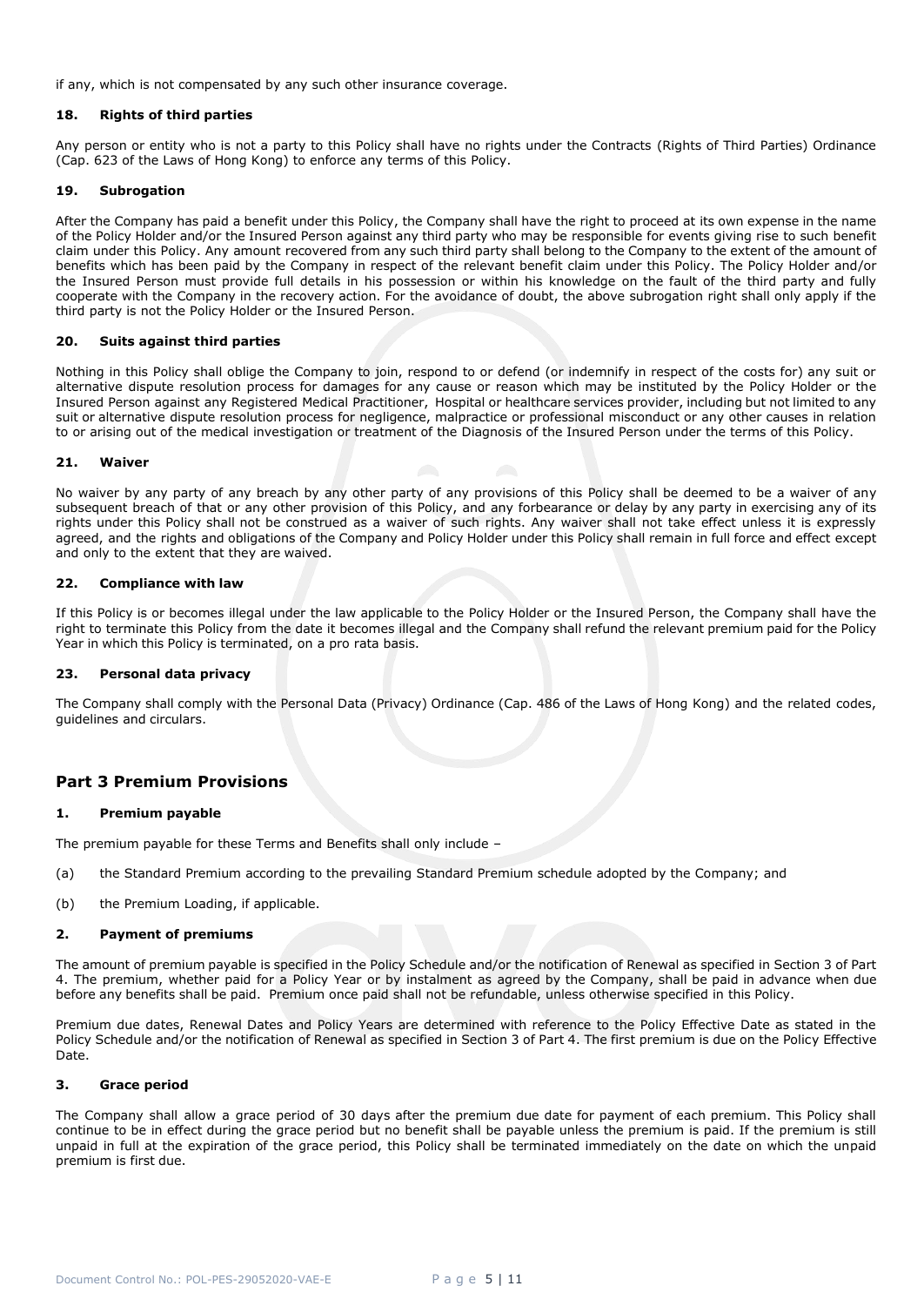if any, which is not compensated by any such other insurance coverage.

### 18. Rights of third parties

Any person or entity who is not a party to this Policy shall have no rights under the Contracts (Rights of Third Parties) Ordinance (Cap. 623 of the Laws of Hong Kong) to enforce any terms of this Policy.

### 19. Subrogation

After the Company has paid a benefit under this Policy, the Company shall have the right to proceed at its own expense in the name of the Policy Holder and/or the Insured Person against any third party who may be responsible for events giving rise to such benefit claim under this Policy. Any amount recovered from any such third party shall belong to the Company to the extent of the amount of benefits which has been paid by the Company in respect of the relevant benefit claim under this Policy. The Policy Holder and/or the Insured Person must provide full details in his possession or within his knowledge on the fault of the third party and fully cooperate with the Company in the recovery action. For the avoidance of doubt, the above subrogation right shall only apply if the third party is not the Policy Holder or the Insured Person.

### 20. Suits against third parties

Nothing in this Policy shall oblige the Company to join, respond to or defend (or indemnify in respect of the costs for) any suit or alternative dispute resolution process for damages for any cause or reason which may be instituted by the Policy Holder or the Insured Person against any Registered Medical Practitioner, Hospital or healthcare services provider, including but not limited to any suit or alternative dispute resolution process for negligence, malpractice or professional misconduct or any other causes in relation to or arising out of the medical investigation or treatment of the Diagnosis of the Insured Person under the terms of this Policy.

### 21. Waiver

No waiver by any party of any breach by any other party of any provisions of this Policy shall be deemed to be a waiver of any subsequent breach of that or any other provision of this Policy, and any forbearance or delay by any party in exercising any of its rights under this Policy shall not be construed as a waiver of such rights. Any waiver shall not take effect unless it is expressly agreed, and the rights and obligations of the Company and Policy Holder under this Policy shall remain in full force and effect except and only to the extent that they are waived.

### 22. Compliance with law

If this Policy is or becomes illegal under the law applicable to the Policy Holder or the Insured Person, the Company shall have the right to terminate this Policy from the date it becomes illegal and the Company shall refund the relevant premium paid for the Policy Year in which this Policy is terminated, on a pro rata basis.

### 23. Personal data privacy

The Company shall comply with the Personal Data (Privacy) Ordinance (Cap. 486 of the Laws of Hong Kong) and the related codes, guidelines and circulars.

## Part 3 Premium Provisions

### 1. Premium payable

The premium payable for these Terms and Benefits shall only include –

(a) the Standard Premium according to the prevailing Standard Premium schedule adopted by the Company; and

(b) the Premium Loading, if applicable.

### 2. Payment of premiums

The amount of premium payable is specified in the Policy Schedule and/or the notification of Renewal as specified in Section 3 of Part 4. The premium, whether paid for a Policy Year or by instalment as agreed by the Company, shall be paid in advance when due before any benefits shall be paid. Premium once paid shall not be refundable, unless otherwise specified in this Policy.

Premium due dates, Renewal Dates and Policy Years are determined with reference to the Policy Effective Date as stated in the Policy Schedule and/or the notification of Renewal as specified in Section 3 of Part 4. The first premium is due on the Policy Effective Date.

### 3. Grace period

The Company shall allow a grace period of 30 days after the premium due date for payment of each premium. This Policy shall continue to be in effect during the grace period but no benefit shall be payable unless the premium is paid. If the premium is still unpaid in full at the expiration of the grace period, this Policy shall be terminated immediately on the date on which the unpaid premium is first due.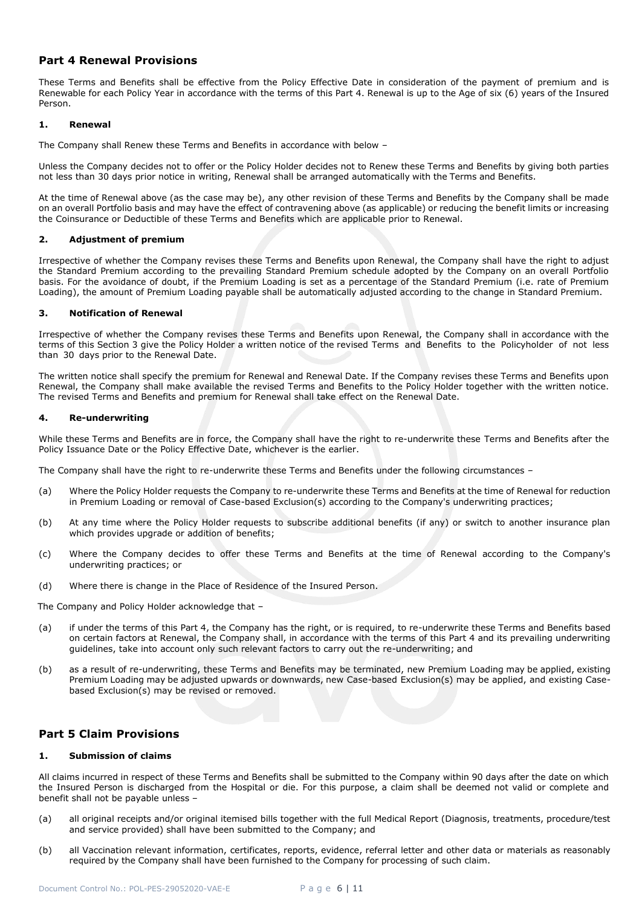## Part 4 Renewal Provisions

These Terms and Benefits shall be effective from the Policy Effective Date in consideration of the payment of premium and is Renewable for each Policy Year in accordance with the terms of this Part 4. Renewal is up to the Age of six (6) years of the Insured Person.

### 1. Renewal

The Company shall Renew these Terms and Benefits in accordance with below –

Unless the Company decides not to offer or the Policy Holder decides not to Renew these Terms and Benefits by giving both parties not less than 30 days prior notice in writing, Renewal shall be arranged automatically with the Terms and Benefits.

At the time of Renewal above (as the case may be), any other revision of these Terms and Benefits by the Company shall be made on an overall Portfolio basis and may have the effect of contravening above (as applicable) or reducing the benefit limits or increasing the Coinsurance or Deductible of these Terms and Benefits which are applicable prior to Renewal.

### 2. Adjustment of premium

Irrespective of whether the Company revises these Terms and Benefits upon Renewal, the Company shall have the right to adjust the Standard Premium according to the prevailing Standard Premium schedule adopted by the Company on an overall Portfolio basis. For the avoidance of doubt, if the Premium Loading is set as a percentage of the Standard Premium (i.e. rate of Premium Loading), the amount of Premium Loading payable shall be automatically adjusted according to the change in Standard Premium.

### 3. Notification of Renewal

Irrespective of whether the Company revises these Terms and Benefits upon Renewal, the Company shall in accordance with the terms of this Section 3 give the Policy Holder a written notice of the revised Terms and Benefits to the Policyholder of not less than 30 days prior to the Renewal Date.

The written notice shall specify the premium for Renewal and Renewal Date. If the Company revises these Terms and Benefits upon Renewal, the Company shall make available the revised Terms and Benefits to the Policy Holder together with the written notice. The revised Terms and Benefits and premium for Renewal shall take effect on the Renewal Date.

### 4. Re-underwriting

While these Terms and Benefits are in force, the Company shall have the right to re-underwrite these Terms and Benefits after the Policy Issuance Date or the Policy Effective Date, whichever is the earlier.

The Company shall have the right to re-underwrite these Terms and Benefits under the following circumstances –

(a) Where the Policy Holder requests the Company to re-underwrite these Terms and Benefits at the time of Renewal for reduction in Premium Loading or removal of Case-based Exclusion(s) according to the Company's underwriting practices;

(b) At any time where the Policy Holder requests to subscribe additional benefits (if any) or switch to another insurance plan which provides upgrade or addition of benefits;

(c) Where the Company decides to offer these Terms and Benefits at the time of Renewal according to the Company's underwriting practices; or

(d) Where there is change in the Place of Residence of the Insured Person.

The Company and Policy Holder acknowledge that –

(a) if under the terms of this Part 4, the Company has the right, or is required, to re-underwrite these Terms and Benefits based on certain factors at Renewal, the Company shall, in accordance with the terms of this Part 4 and its prevailing underwriting guidelines, take into account only such relevant factors to carry out the re-underwriting; and

(b) as a result of re-underwriting, these Terms and Benefits may be terminated, new Premium Loading may be applied, existing Premium Loading may be adjusted upwards or downwards, new Case-based Exclusion(s) may be applied, and existing Case-based Exclusion(s) may be revised or removed.

## Part 5 Claim Provisions

### 1. Submission of claims

All claims incurred in respect of these Terms and Benefits shall be submitted to the Company within 90 days after the date on which the Insured Person is discharged from the Hospital or die. For this purpose, a claim shall be deemed not valid or complete and benefit shall not be payable unless –

(a) all original receipts and/or original itemised bills together with the full Medical Report (Diagnosis, treatments, procedure/test and service provided) shall have been submitted to the Company; and

(b) all Vaccination relevant information, certificates, reports, evidence, referral letter and other data or materials as reasonably required by the Company shall have been furnished to the Company for processing of such claim.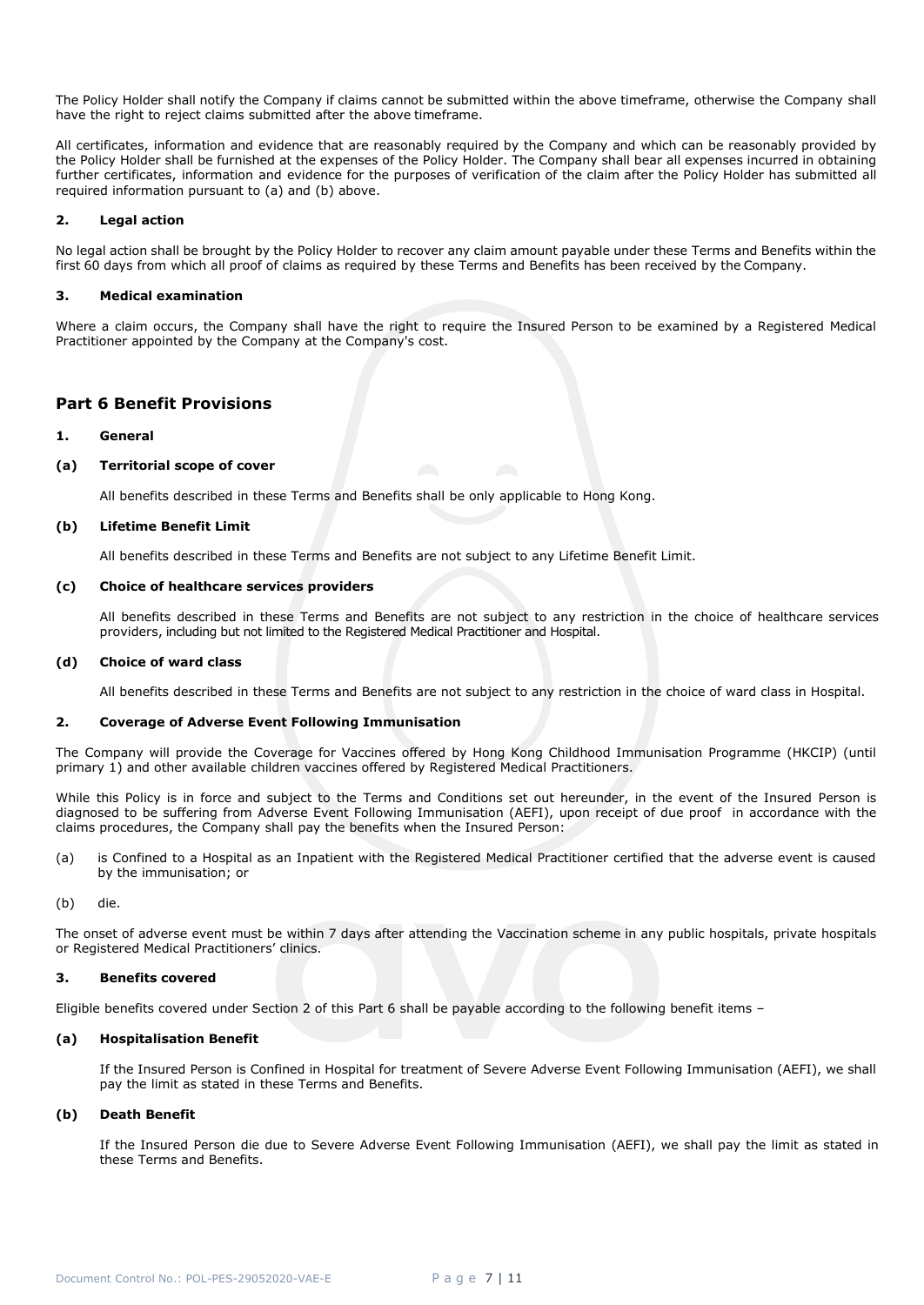The Policy Holder shall notify the Company if claims cannot be submitted within the above timeframe, otherwise the Company shall have the right to reject claims submitted after the above timeframe.

All certificates, information and evidence that are reasonably required by the Company and which can be reasonably provided by the Policy Holder shall be furnished at the expenses of the Policy Holder. The Company shall bear all expenses incurred in obtaining further certificates, information and evidence for the purposes of verification of the claim after the Policy Holder has submitted all required information pursuant to (a) and (b) above.

**2. Legal action**

No legal action shall be brought by the Policy Holder to recover any claim amount payable under these Terms and Benefits within the first 60 days from which all proof of claims as required by these Terms and Benefits has been received by the Company.

**3. Medical examination**

Where a claim occurs, the Company shall have the right to require the Insured Person to be examined by a Registered Medical Practitioner appointed by the Company at the Company's cost.

## Part 6 Benefit Provisions

**1. General**

**(a) Territorial scope of cover**

All benefits described in these Terms and Benefits shall be only applicable to Hong Kong.

**(b) Lifetime Benefit Limit**

All benefits described in these Terms and Benefits are not subject to any Lifetime Benefit Limit.

**(c) Choice of healthcare services providers**

All benefits described in these Terms and Benefits are not subject to any restriction in the choice of healthcare services providers, including but not limited to the Registered Medical Practitioner and Hospital.

**(d) Choice of ward class**

All benefits described in these Terms and Benefits are not subject to any restriction in the choice of ward class in Hospital.

**2. Coverage of Adverse Event Following Immunisation**

The Company will provide the Coverage for Vaccines offered by Hong Kong Childhood Immunisation Programme (HKCIP) (until primary 1) and other available children vaccines offered by Registered Medical Practitioners.

While this Policy is in force and subject to the Terms and Conditions set out hereunder, in the event of the Insured Person is diagnosed to be suffering from Adverse Event Following Immunisation (AEFI), upon receipt of due proof in accordance with the claims procedures, the Company shall pay the benefits when the Insured Person:

(a) is Confined to a Hospital as an Inpatient with the Registered Medical Practitioner certified that the adverse event is caused by the immunisation; or

(b) die.

The onset of adverse event must be within 7 days after attending the Vaccination scheme in any public hospitals, private hospitals or Registered Medical Practitioners' clinics.

**3. Benefits covered**

Eligible benefits covered under Section 2 of this Part 6 shall be payable according to the following benefit items –

**(a) Hospitalisation Benefit**

If the Insured Person is Confined in Hospital for treatment of Severe Adverse Event Following Immunisation (AEFI), we shall pay the limit as stated in these Terms and Benefits.

**(b) Death Benefit**

If the Insured Person die due to Severe Adverse Event Following Immunisation (AEFI), we shall pay the limit as stated in these Terms and Benefits.

Document Control No.: POL-PES-29052020-VAE-E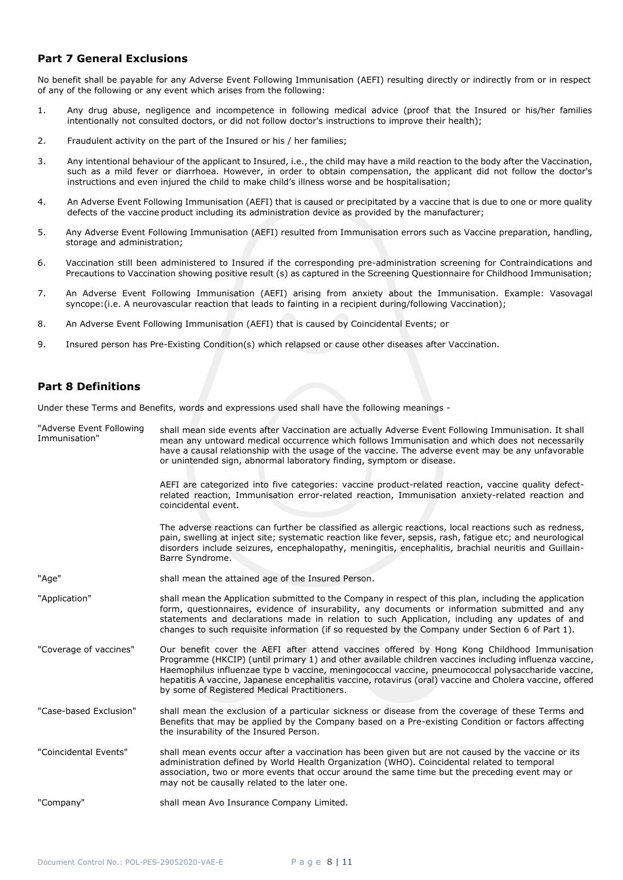## Part 7 General Exclusions

No benefit shall be payable for any Adverse Event Following Immunisation (AEFI) resulting directly or indirectly from or in respect of any of the following or any event which arises from the following:

1. Any drug abuse, negligence and incompetence in following medical advice (proof that the Insured or his/her families intentionally not consulted doctors, or did not follow doctor's instructions to improve their health);
2. Fraudulent activity on the part of the Insured or his / her families;
3. Any intentional behaviour of the applicant to Insured, i.e., the child may have a mild reaction to the body after the Vaccination, such as a mild fever or diarrhoea. However, in order to obtain compensation, the applicant did not follow the doctor's instructions and even injured the child to make child's illness worse and be hospitalisation;
4. An Adverse Event Following Immunisation (AEFI) that is caused or precipitated by a vaccine that is due to one or more quality defects of the vaccine product including its administration device as provided by the manufacturer;
5. Any Adverse Event Following Immunisation (AEFI) resulted from Immunisation errors such as Vaccine preparation, handling, storage and administration;
6. Vaccination still been administered to Insured if the corresponding pre-administration screening for Contraindications and Precautions to Vaccination showing positive result (s) as captured in the Screening Questionnaire for Childhood Immunisation;
7. An Adverse Event Following Immunisation (AEFI) arising from anxiety about the Immunisation. Example: Vasovagal syncope:(i.e. A neurovascular reaction that leads to fainting in a recipient during/following Vaccination);
8. An Adverse Event Following Immunisation (AEFI) that is caused by Coincidental Events; or
9. Insured person has Pre-Existing Condition(s) which relapsed or cause other diseases after Vaccination.

## Part 8 Definitions

Under these Terms and Benefits, words and expressions used shall have the following meanings -

"Adverse Event Following Immunisation" shall mean side events after Vaccination are actually Adverse Event Following Immunisation. It shall mean any untoward medical occurrence which follows Immunisation and which does not necessarily have a causal relationship with the usage of the vaccine. The adverse event may be any unfavorable or unintended sign, abnormal laboratory finding, symptom or disease.

AEFI are categorized into five categories: vaccine product-related reaction, vaccine quality defect-related reaction, Immunisation error-related reaction, Immunisation anxiety-related reaction and coincidental event.

The adverse reactions can further be classified as allergic reactions, local reactions such as redness, pain, swelling at inject site; systematic reaction like fever, sepsis, rash, fatigue etc; and neurological disorders include seizures, encephalopathy, meningitis, encephalitis, brachial neuritis and Guillain-Barre Syndrome.

"Age" shall mean the attained age of the Insured Person.

"Application" shall mean the Application submitted to the Company in respect of this plan, including the application form, questionnaires, evidence of insurability, any documents or information submitted and any statements and declarations made in relation to such Application, including any updates of and changes to such requisite information (if so requested by the Company under Section 6 of Part 1).

"Coverage of vaccines" Our benefit cover the AEFI after attend vaccines offered by Hong Kong Childhood Immunisation Programme (HKCIP) (until primary 1) and other available children vaccines including influenza vaccine, Haemophilus influenzae type b vaccine, meningococcal vaccine, pneumococcal polysaccharide vaccine, hepatitis A vaccine, Japanese encephalitis vaccine, rotavirus (oral) vaccine and Cholera vaccine, offered by some of Registered Medical Practitioners.

"Case-based Exclusion" shall mean the exclusion of a particular sickness or disease from the coverage of these Terms and Benefits that may be applied by the Company based on a Pre-existing Condition or factors affecting the insurability of the Insured Person.

"Coincidental Events" shall mean events occur after a vaccination has been given but are not caused by the vaccine or its administration defined by World Health Organization (WHO). Coincidental related to temporal association, two or more events that occur around the same time but the preceding event may or may not be causally related to the later one.

"Company" shall mean Avo Insurance Company Limited.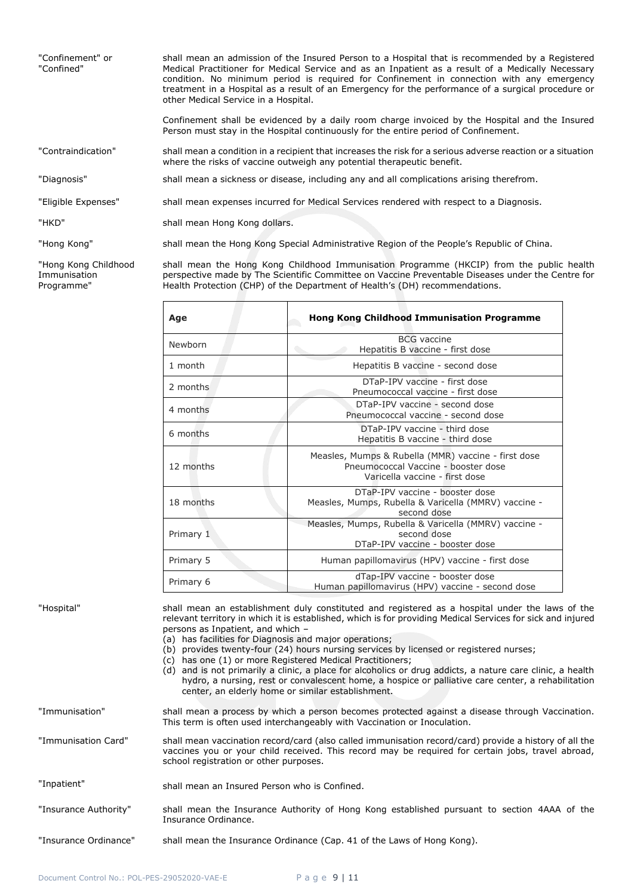"Confinement" or "Confined" shall mean an admission of the Insured Person to a Hospital that is recommended by a Registered Medical Practitioner for Medical Service and as an Inpatient as a result of a Medically Necessary condition. No minimum period is required for Confinement in connection with any emergency treatment in a Hospital as a result of an Emergency for the performance of a surgical procedure or other Medical Service in a Hospital.

Confinement shall be evidenced by a daily room charge invoiced by the Hospital and the Insured Person must stay in the Hospital continuously for the entire period of Confinement.

"Contraindication" shall mean a condition in a recipient that increases the risk for a serious adverse reaction or a situation where the risks of vaccine outweigh any potential therapeutic benefit.

"Diagnosis" shall mean a sickness or disease, including any and all complications arising therefrom.

"Eligible Expenses" shall mean expenses incurred for Medical Services rendered with respect to a Diagnosis.

"HKD" shall mean Hong Kong dollars.

"Hong Kong" shall mean the Hong Kong Special Administrative Region of the People's Republic of China.

"Hong Kong Childhood Immunisation Programme" shall mean the Hong Kong Childhood Immunisation Programme (HKCIP) from the public health perspective made by The Scientific Committee on Vaccine Preventable Diseases under the Centre for Health Protection (CHP) of the Department of Health's (DH) recommendations.

| Age | Hong Kong Childhood Immunisation Programme |
|---|---|
| Newborn | BCG vaccine<br>Hepatitis B vaccine - first dose |
| 1 month | Hepatitis B vaccine - second dose |
| 2 months | DTaP-IPV vaccine - first dose<br>Pneumococcal vaccine - first dose |
| 4 months | DTaP-IPV vaccine - second dose<br>Pneumococcal vaccine - second dose |
| 6 months | DTaP-IPV vaccine - third dose<br>Hepatitis B vaccine - third dose |
| 12 months | Measles, Mumps & Rubella (MMR) vaccine - first dose<br>Pneumococcal Vaccine - booster dose<br>Varicella vaccine - first dose |
| 18 months | DTaP-IPV vaccine - booster dose<br>Measles, Mumps, Rubella & Varicella (MMRV) vaccine - second dose |
| Primary 1 | Measles, Mumps, Rubella & Varicella (MMRV) vaccine - second dose<br>DTaP-IPV vaccine - booster dose |
| Primary 5 | Human papillomavirus (HPV) vaccine - first dose |
| Primary 6 | dTap-IPV vaccine - booster dose<br>Human papillomavirus (HPV) vaccine - second dose |

"Hospital" shall mean an establishment duly constituted and registered as a hospital under the laws of the relevant territory in which it is established, which is for providing Medical Services for sick and injured persons as Inpatient, and which –

(a) has facilities for Diagnosis and major operations;
(b) provides twenty-four (24) hours nursing services by licensed or registered nurses;
(c) has one (1) or more Registered Medical Practitioners;
(d) and is not primarily a clinic, a place for alcoholics or drug addicts, a nature care clinic, a health hydro, a nursing, rest or convalescent home, a hospice or palliative care center, a rehabilitation center, an elderly home or similar establishment.

"Immunisation" shall mean a process by which a person becomes protected against a disease through Vaccination. This term is often used interchangeably with Vaccination or Inoculation.

"Immunisation Card" shall mean vaccination record/card (also called immunisation record/card) provide a history of all the vaccines you or your child received. This record may be required for certain jobs, travel abroad, school registration or other purposes.

"Inpatient" shall mean an Insured Person who is Confined.

"Insurance Authority" shall mean the Insurance Authority of Hong Kong established pursuant to section 4AAA of the Insurance Ordinance.

"Insurance Ordinance" shall mean the Insurance Ordinance (Cap. 41 of the Laws of Hong Kong).

Document Control No.: POL-PES-29052020-VAE-E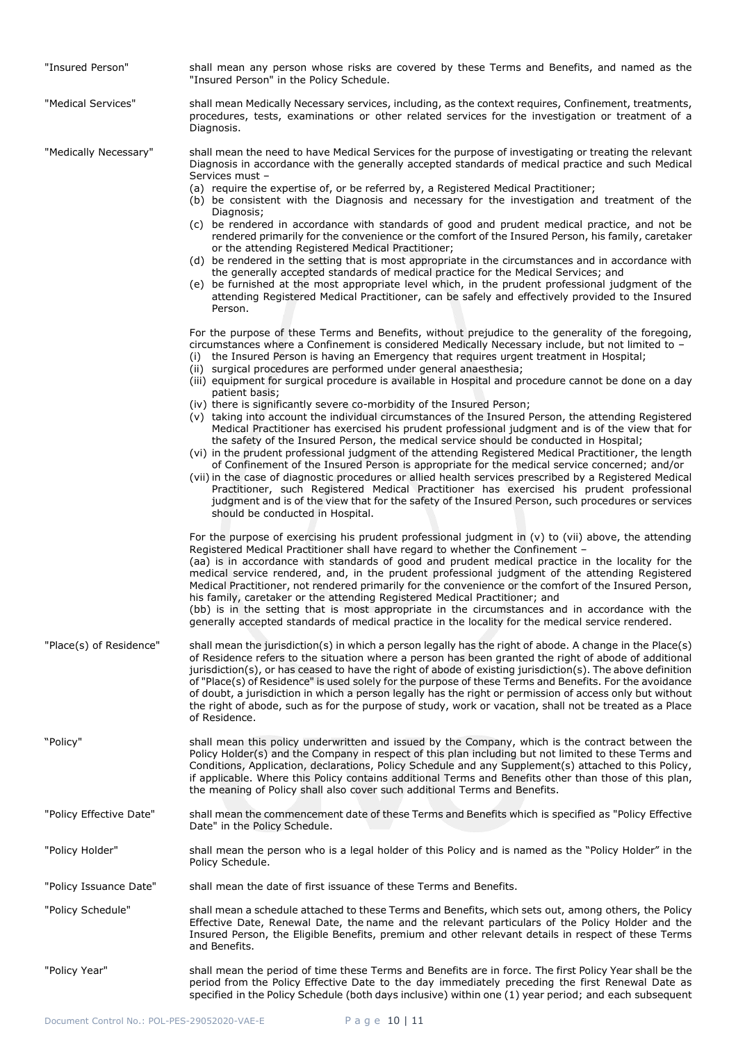"Insured Person" shall mean any person whose risks are covered by these Terms and Benefits, and named as the "Insured Person" in the Policy Schedule.

"Medical Services" shall mean Medically Necessary services, including, as the context requires, Confinement, treatments, procedures, tests, examinations or other related services for the investigation or treatment of a Diagnosis.

"Medically Necessary" shall mean the need to have Medical Services for the purpose of investigating or treating the relevant Diagnosis in accordance with the generally accepted standards of medical practice and such Medical Services must –

(a) require the expertise of, or be referred by, a Registered Medical Practitioner;
(b) be consistent with the Diagnosis and necessary for the investigation and treatment of the Diagnosis;
(c) be rendered in accordance with standards of good and prudent medical practice, and not be rendered primarily for the convenience or the comfort of the Insured Person, his family, caretaker or the attending Registered Medical Practitioner;
(d) be rendered in the setting that is most appropriate in the circumstances and in accordance with the generally accepted standards of medical practice for the Medical Services; and
(e) be furnished at the most appropriate level which, in the prudent professional judgment of the attending Registered Medical Practitioner, can be safely and effectively provided to the Insured Person.

For the purpose of these Terms and Benefits, without prejudice to the generality of the foregoing, circumstances where a Confinement is considered Medically Necessary include, but not limited to –

(i) the Insured Person is having an Emergency that requires urgent treatment in Hospital;
(ii) surgical procedures are performed under general anaesthesia;
(iii) equipment for surgical procedure is available in Hospital and procedure cannot be done on a day patient basis;
(iv) there is significantly severe co-morbidity of the Insured Person;
(v) taking into account the individual circumstances of the Insured Person, the attending Registered Medical Practitioner has exercised his prudent professional judgment and is of the view that for the safety of the Insured Person, the medical service should be conducted in Hospital;
(vi) in the prudent professional judgment of the attending Registered Medical Practitioner, the length of Confinement of the Insured Person is appropriate for the medical service concerned; and/or
(vii) in the case of diagnostic procedures or allied health services prescribed by a Registered Medical Practitioner, such Registered Medical Practitioner has exercised his prudent professional judgment and is of the view that for the safety of the Insured Person, such procedures or services should be conducted in Hospital.

For the purpose of exercising his prudent professional judgment in (v) to (vii) above, the attending Registered Medical Practitioner shall have regard to whether the Confinement –

(aa) is in accordance with standards of good and prudent medical practice in the locality for the medical service rendered, and, in the prudent professional judgment of the attending Registered Medical Practitioner, not rendered primarily for the convenience or the comfort of the Insured Person, his family, caretaker or the attending Registered Medical Practitioner; and

(bb) is in the setting that is most appropriate in the circumstances and in accordance with the generally accepted standards of medical practice in the locality for the medical service rendered.

"Place(s) of Residence" shall mean the jurisdiction(s) in which a person legally has the right of abode. A change in the Place(s) of Residence refers to the situation where a person has been granted the right of abode of additional jurisdiction(s), or has ceased to have the right of abode of existing jurisdiction(s). The above definition of "Place(s) of Residence" is used solely for the purpose of these Terms and Benefits. For the avoidance of doubt, a jurisdiction in which a person legally has the right or permission of access only but without the right of abode, such as for the purpose of study, work or vacation, shall not be treated as a Place of Residence.

"Policy" shall mean this policy underwritten and issued by the Company, which is the contract between the Policy Holder(s) and the Company in respect of this plan including but not limited to these Terms and Conditions, Application, declarations, Policy Schedule and any Supplement(s) attached to this Policy, if applicable. Where this Policy contains additional Terms and Benefits other than those of this plan, the meaning of Policy shall also cover such additional Terms and Benefits.

"Policy Effective Date" shall mean the commencement date of these Terms and Benefits which is specified as "Policy Effective Date" in the Policy Schedule.

"Policy Holder" shall mean the person who is a legal holder of this Policy and is named as the "Policy Holder" in the Policy Schedule.

"Policy Issuance Date" shall mean the date of first issuance of these Terms and Benefits.

"Policy Schedule" shall mean a schedule attached to these Terms and Benefits, which sets out, among others, the Policy Effective Date, Renewal Date, the name and the relevant particulars of the Policy Holder and the Insured Person, the Eligible Benefits, premium and other relevant details in respect of these Terms and Benefits.

"Policy Year" shall mean the period of time these Terms and Benefits are in force. The first Policy Year shall be the period from the Policy Effective Date to the day immediately preceding the first Renewal Date as specified in the Policy Schedule (both days inclusive) within one (1) year period; and each subsequent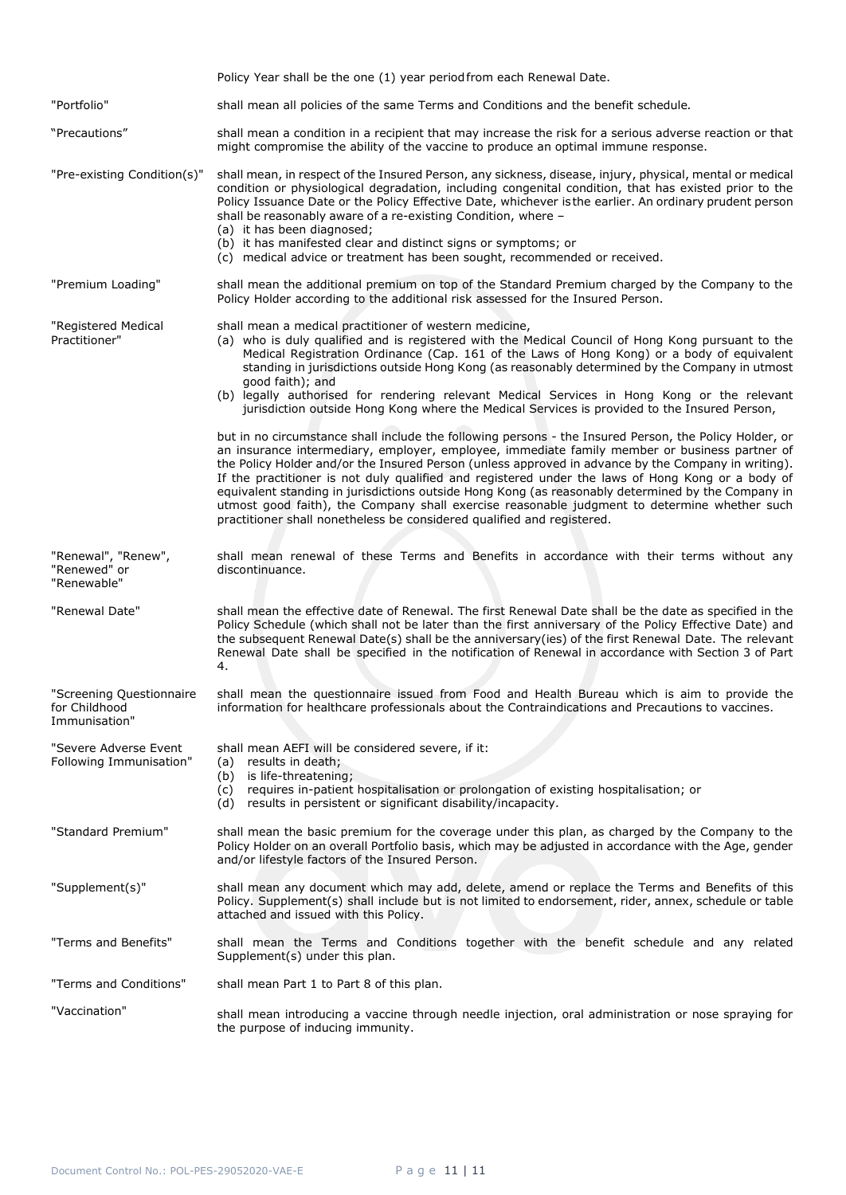Policy Year shall be the one (1) year period from each Renewal Date.

| | |
|---|---|
| "Portfolio" | shall mean all policies of the same Terms and Conditions and the benefit schedule. |
| "Precautions" | shall mean a condition in a recipient that may increase the risk for a serious adverse reaction or that might compromise the ability of the vaccine to produce an optimal immune response. |
| "Pre-existing Condition(s)" | shall mean, in respect of the Insured Person, any sickness, disease, injury, physical, mental or medical condition or physiological degradation, including congenital condition, that has existed prior to the Policy Issuance Date or the Policy Effective Date, whichever is the earlier. An ordinary prudent person shall be reasonably aware of a re-existing Condition, where – (a) it has been diagnosed; (b) it has manifested clear and distinct signs or symptoms; or (c) medical advice or treatment has been sought, recommended or received. |
| "Premium Loading" | shall mean the additional premium on top of the Standard Premium charged by the Company to the Policy Holder according to the additional risk assessed for the Insured Person. |
| "Registered Medical Practitioner" | shall mean a medical practitioner of western medicine, (a) who is duly qualified and is registered with the Medical Council of Hong Kong pursuant to the Medical Registration Ordinance (Cap. 161 of the Laws of Hong Kong) or a body of equivalent standing in jurisdictions outside Hong Kong (as reasonably determined by the Company in utmost good faith); and (b) legally authorised for rendering relevant Medical Services in Hong Kong or the relevant jurisdiction outside Hong Kong where the Medical Services is provided to the Insured Person,<br><br>but in no circumstance shall include the following persons - the Insured Person, the Policy Holder, or an insurance intermediary, employer, employee, immediate family member or business partner of the Policy Holder and/or the Insured Person (unless approved in advance by the Company in writing). If the practitioner is not duly qualified and registered under the laws of Hong Kong or a body of equivalent standing in jurisdictions outside Hong Kong (as reasonably determined by the Company in utmost good faith), the Company shall exercise reasonable judgment to determine whether such practitioner shall nonetheless be considered qualified and registered. |
| "Renewal", "Renew", "Renewed" or "Renewable" | shall mean renewal of these Terms and Benefits in accordance with their terms without any discontinuance. |
| "Renewal Date" | shall mean the effective date of Renewal. The first Renewal Date shall be the date as specified in the Policy Schedule (which shall not be later than the first anniversary of the Policy Effective Date) and the subsequent Renewal Date(s) shall be the anniversary(ies) of the first Renewal Date. The relevant Renewal Date shall be specified in the notification of Renewal in accordance with Section 3 of Part 4. |
| "Screening Questionnaire for Childhood Immunisation" | shall mean the questionnaire issued from Food and Health Bureau which is aim to provide the information for healthcare professionals about the Contraindications and Precautions to vaccines. |
| "Severe Adverse Event Following Immunisation" | shall mean AEFI will be considered severe, if it: (a) results in death; (b) is life-threatening; (c) requires in-patient hospitalisation or prolongation of existing hospitalisation; or (d) results in persistent or significant disability/incapacity. |
| "Standard Premium" | shall mean the basic premium for the coverage under this plan, as charged by the Company to the Policy Holder on an overall Portfolio basis, which may be adjusted in accordance with the Age, gender and/or lifestyle factors of the Insured Person. |
| "Supplement(s)" | shall mean any document which may add, delete, amend or replace the Terms and Benefits of this Policy. Supplement(s) shall include but is not limited to endorsement, rider, annex, schedule or table attached and issued with this Policy. |
| "Terms and Benefits" | shall mean the Terms and Conditions together with the benefit schedule and any related Supplement(s) under this plan. |
| "Terms and Conditions" | shall mean Part 1 to Part 8 of this plan. |
| "Vaccination" | shall mean introducing a vaccine through needle injection, oral administration or nose spraying for the purpose of inducing immunity. |

Document Control No.: POL-PES-29052020-VAE-E